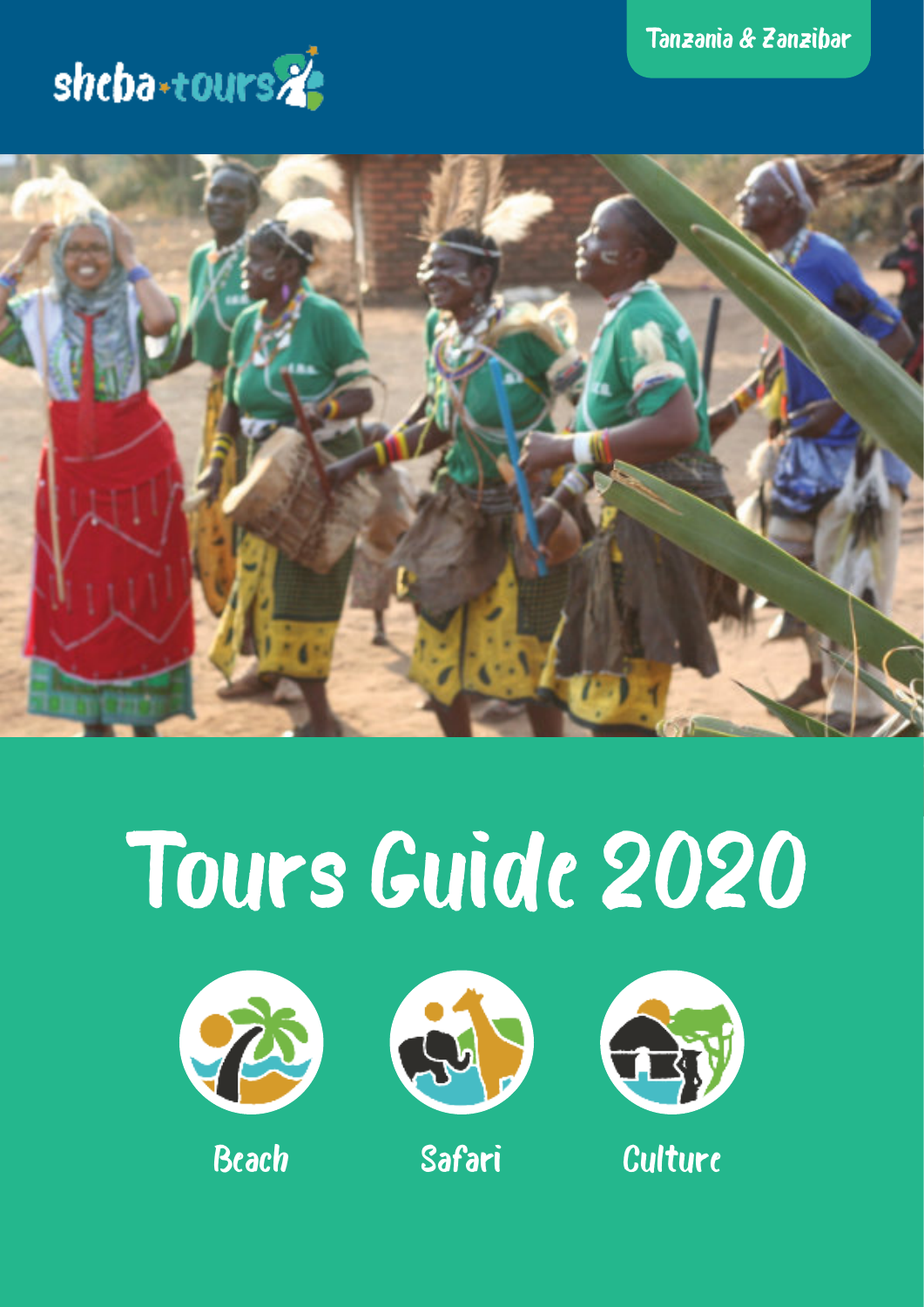sheba-tours

Tanzania & Zanzibar

# Tours Guide 2020

Beach

Safari

Culture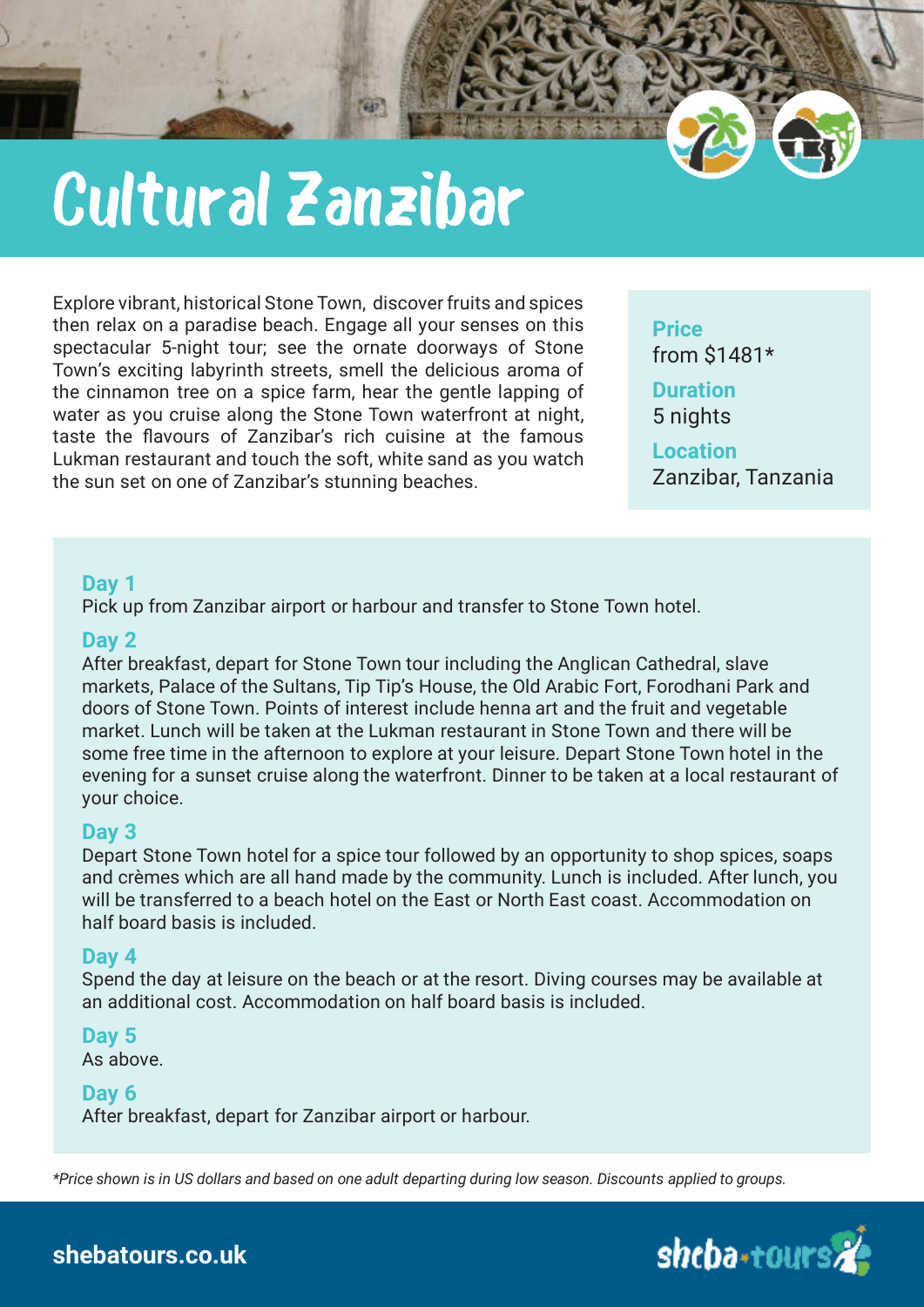# Cultural Zanzibar

Explore vibrant, historical Stone Town, discover fruits and spices then relax on a paradise beach. Engage all your senses on this spectacular 5-night tour; see the ornate doorways of Stone Town's exciting labyrinth streets, smell the delicious aroma of the cinnamon tree on a spice farm, hear the gentle lapping of water as you cruise along the Stone Town waterfront at night, taste the flavours of Zanzibar's rich cuisine at the famous Lukman restaurant and touch the soft, white sand as you watch the sun set on one of Zanzibar's stunning beaches.

**Price**
from $1481*

**Duration**
5 nights

**Location**
Zanzibar, Tanzania

### Day 1

Pick up from Zanzibar airport or harbour and transfer to Stone Town hotel.

### Day 2

After breakfast, depart for Stone Town tour including the Anglican Cathedral, slave markets, Palace of the Sultans, Tip Tip's House, the Old Arabic Fort, Forodhani Park and doors of Stone Town. Points of interest include henna art and the fruit and vegetable market. Lunch will be taken at the Lukman restaurant in Stone Town and there will be some free time in the afternoon to explore at your leisure. Depart Stone Town hotel in the evening for a sunset cruise along the waterfront. Dinner to be taken at a local restaurant of your choice.

### Day 3

Depart Stone Town hotel for a spice tour followed by an opportunity to shop spices, soaps and crèmes which are all hand made by the community. Lunch is included. After lunch, you will be transferred to a beach hotel on the East or North East coast. Accommodation on half board basis is included.

### Day 4

Spend the day at leisure on the beach or at the resort. Diving courses may be available at an additional cost. Accommodation on half board basis is included.

### Day 5

As above.

### Day 6

After breakfast, depart for Zanzibar airport or harbour.

*\*Price shown is in US dollars and based on one adult departing during low season. Discounts applied to groups.*

**shebatours.co.uk**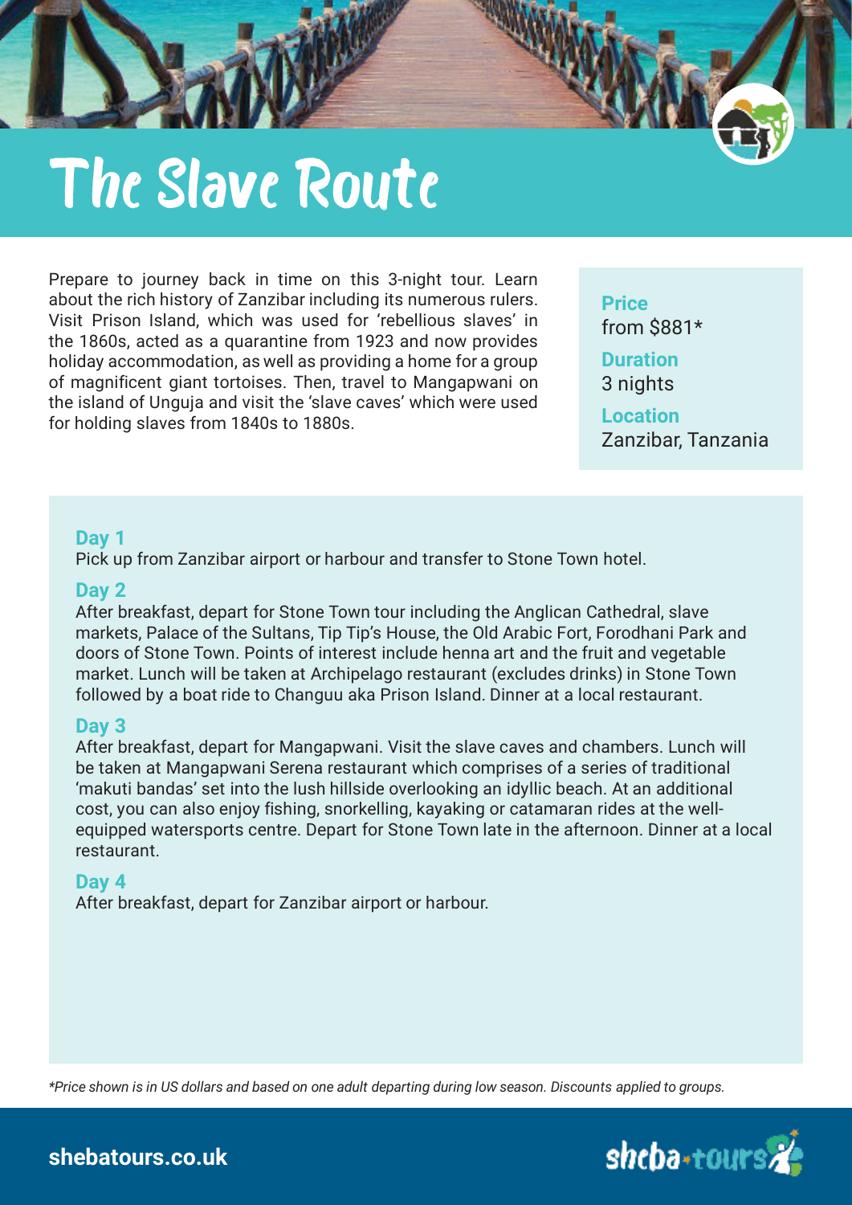# The Slave Route

Prepare to journey back in time on this 3-night tour. Learn about the rich history of Zanzibar including its numerous rulers. Visit Prison Island, which was used for 'rebellious slaves' in the 1860s, acted as a quarantine from 1923 and now provides holiday accommodation, as well as providing a home for a group of magnificent giant tortoises. Then, travel to Mangapwani on the island of Unguja and visit the 'slave caves' which were used for holding slaves from 1840s to 1880s.

**Price**
from $881*

**Duration**
3 nights

**Location**
Zanzibar, Tanzania

**Day 1**
Pick up from Zanzibar airport or harbour and transfer to Stone Town hotel.

**Day 2**
After breakfast, depart for Stone Town tour including the Anglican Cathedral, slave markets, Palace of the Sultans, Tip Tip's House, the Old Arabic Fort, Forodhani Park and doors of Stone Town. Points of interest include henna art and the fruit and vegetable market. Lunch will be taken at Archipelago restaurant (excludes drinks) in Stone Town followed by a boat ride to Changuu aka Prison Island. Dinner at a local restaurant.

**Day 3**
After breakfast, depart for Mangapwani. Visit the slave caves and chambers. Lunch will be taken at Mangapwani Serena restaurant which comprises of a series of traditional 'makuti bandas' set into the lush hillside overlooking an idyllic beach. At an additional cost, you can also enjoy fishing, snorkelling, kayaking or catamaran rides at the well-equipped watersports centre. Depart for Stone Town late in the afternoon. Dinner at a local restaurant.

**Day 4**
After breakfast, depart for Zanzibar airport or harbour.

*\*Price shown is in US dollars and based on one adult departing during low season. Discounts applied to groups.*

**shebatours.co.uk**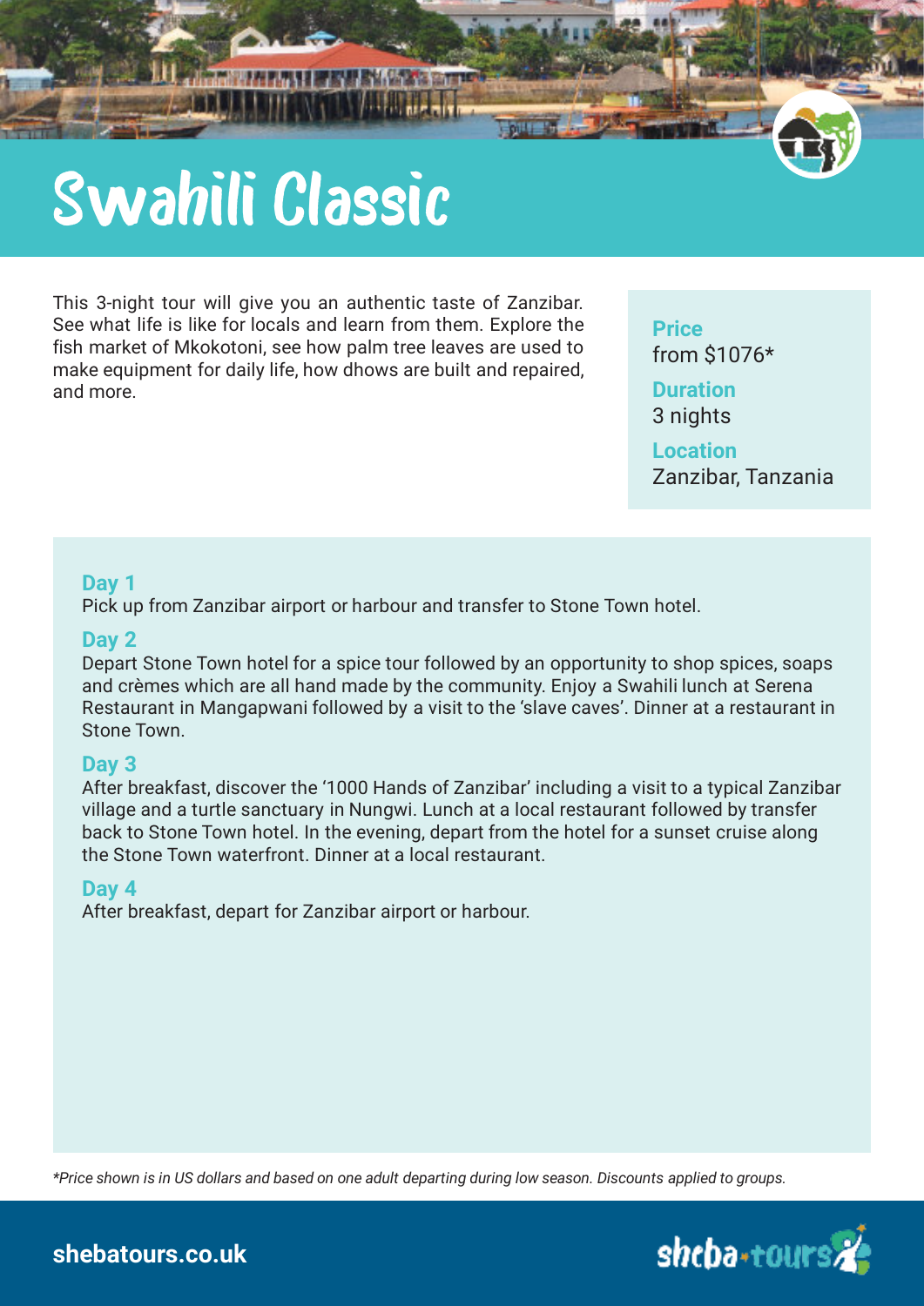# Swahili Classic

This 3-night tour will give you an authentic taste of Zanzibar. See what life is like for locals and learn from them. Explore the fish market of Mkokotoni, see how palm tree leaves are used to make equipment for daily life, how dhows are built and repaired, and more.

**Price**
from $1076*

**Duration**
3 nights

**Location**
Zanzibar, Tanzania

### Day 1

Pick up from Zanzibar airport or harbour and transfer to Stone Town hotel.

### Day 2

Depart Stone Town hotel for a spice tour followed by an opportunity to shop spices, soaps and crèmes which are all hand made by the community. Enjoy a Swahili lunch at Serena Restaurant in Mangapwani followed by a visit to the 'slave caves'. Dinner at a restaurant in Stone Town.

### Day 3

After breakfast, discover the '1000 Hands of Zanzibar' including a visit to a typical Zanzibar village and a turtle sanctuary in Nungwi. Lunch at a local restaurant followed by transfer back to Stone Town hotel. In the evening, depart from the hotel for a sunset cruise along the Stone Town waterfront. Dinner at a local restaurant.

### Day 4

After breakfast, depart for Zanzibar airport or harbour.

*\*Price shown is in US dollars and based on one adult departing during low season. Discounts applied to groups.*

**shebatours.co.uk**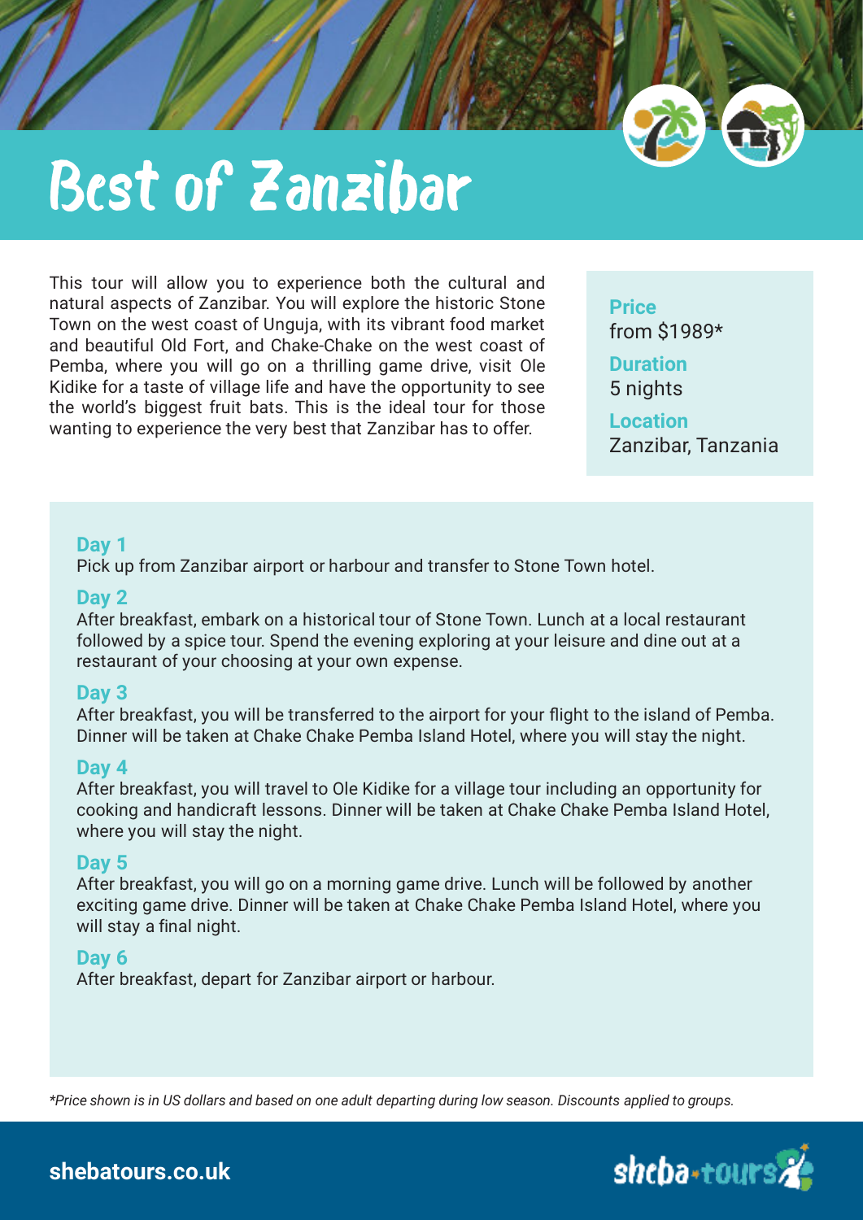# Best of Zanzibar

This tour will allow you to experience both the cultural and natural aspects of Zanzibar. You will explore the historic Stone Town on the west coast of Unguja, with its vibrant food market and beautiful Old Fort, and Chake-Chake on the west coast of Pemba, where you will go on a thrilling game drive, visit Ole Kidike for a taste of village life and have the opportunity to see the world's biggest fruit bats. This is the ideal tour for those wanting to experience the very best that Zanzibar has to offer.

**Price**
from $1989*

**Duration**
5 nights

**Location**
Zanzibar, Tanzania

**Day 1**
Pick up from Zanzibar airport or harbour and transfer to Stone Town hotel.

**Day 2**
After breakfast, embark on a historical tour of Stone Town. Lunch at a local restaurant followed by a spice tour. Spend the evening exploring at your leisure and dine out at a restaurant of your choosing at your own expense.

**Day 3**
After breakfast, you will be transferred to the airport for your flight to the island of Pemba. Dinner will be taken at Chake Chake Pemba Island Hotel, where you will stay the night.

**Day 4**
After breakfast, you will travel to Ole Kidike for a village tour including an opportunity for cooking and handicraft lessons. Dinner will be taken at Chake Chake Pemba Island Hotel, where you will stay the night.

**Day 5**
After breakfast, you will go on a morning game drive. Lunch will be followed by another exciting game drive. Dinner will be taken at Chake Chake Pemba Island Hotel, where you will stay a final night.

**Day 6**
After breakfast, depart for Zanzibar airport or harbour.

*\*Price shown is in US dollars and based on one adult departing during low season. Discounts applied to groups.*

**shebatours.co.uk**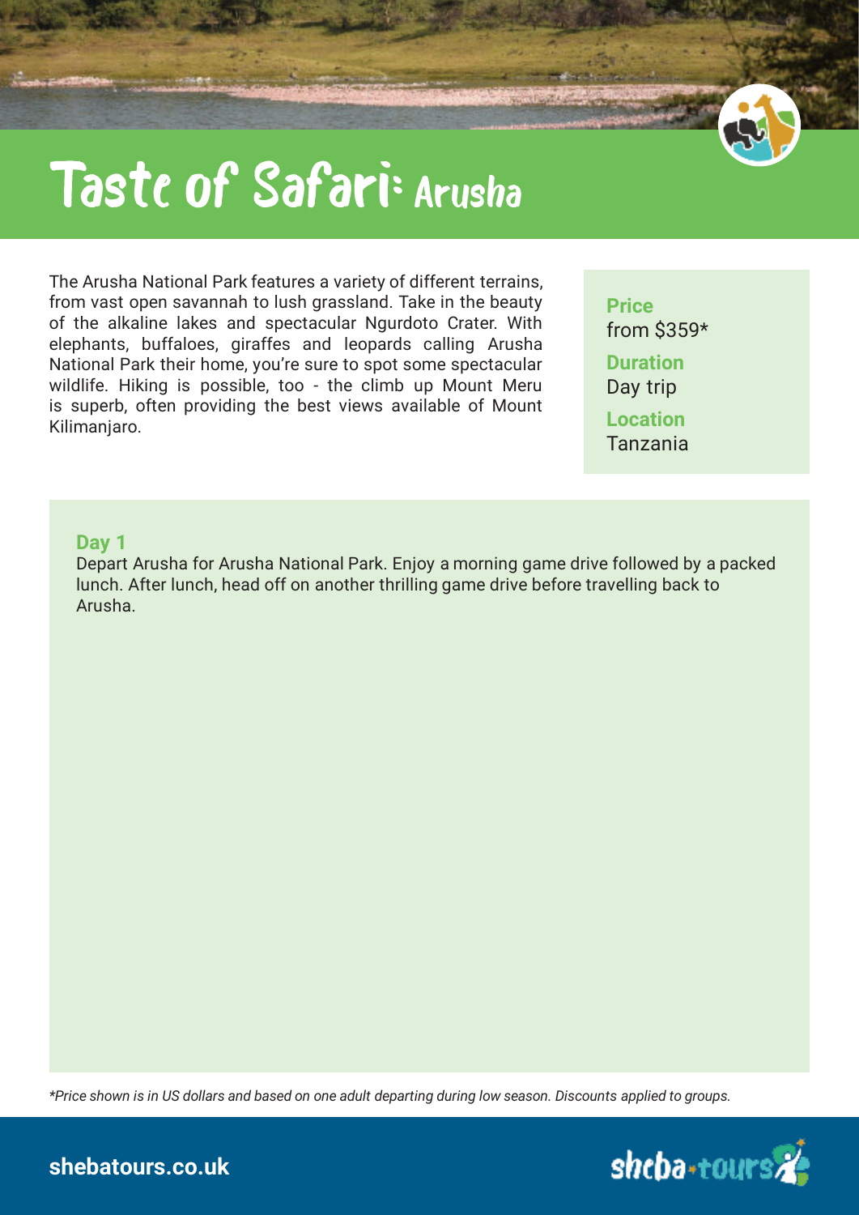# Taste of Safari: Arusha

The Arusha National Park features a variety of different terrains, from vast open savannah to lush grassland. Take in the beauty of the alkaline lakes and spectacular Ngurdoto Crater. With elephants, buffaloes, giraffes and leopards calling Arusha National Park their home, you're sure to spot some spectacular wildlife. Hiking is possible, too - the climb up Mount Meru is superb, often providing the best views available of Mount Kilimanjaro.

**Price**
from $359*

**Duration**
Day trip

**Location**
Tanzania

**Day 1**
Depart Arusha for Arusha National Park. Enjoy a morning game drive followed by a packed lunch. After lunch, head off on another thrilling game drive before travelling back to Arusha.

*\*Price shown is in US dollars and based on one adult departing during low season. Discounts applied to groups.*

**shebatours.co.uk**

sheba-tours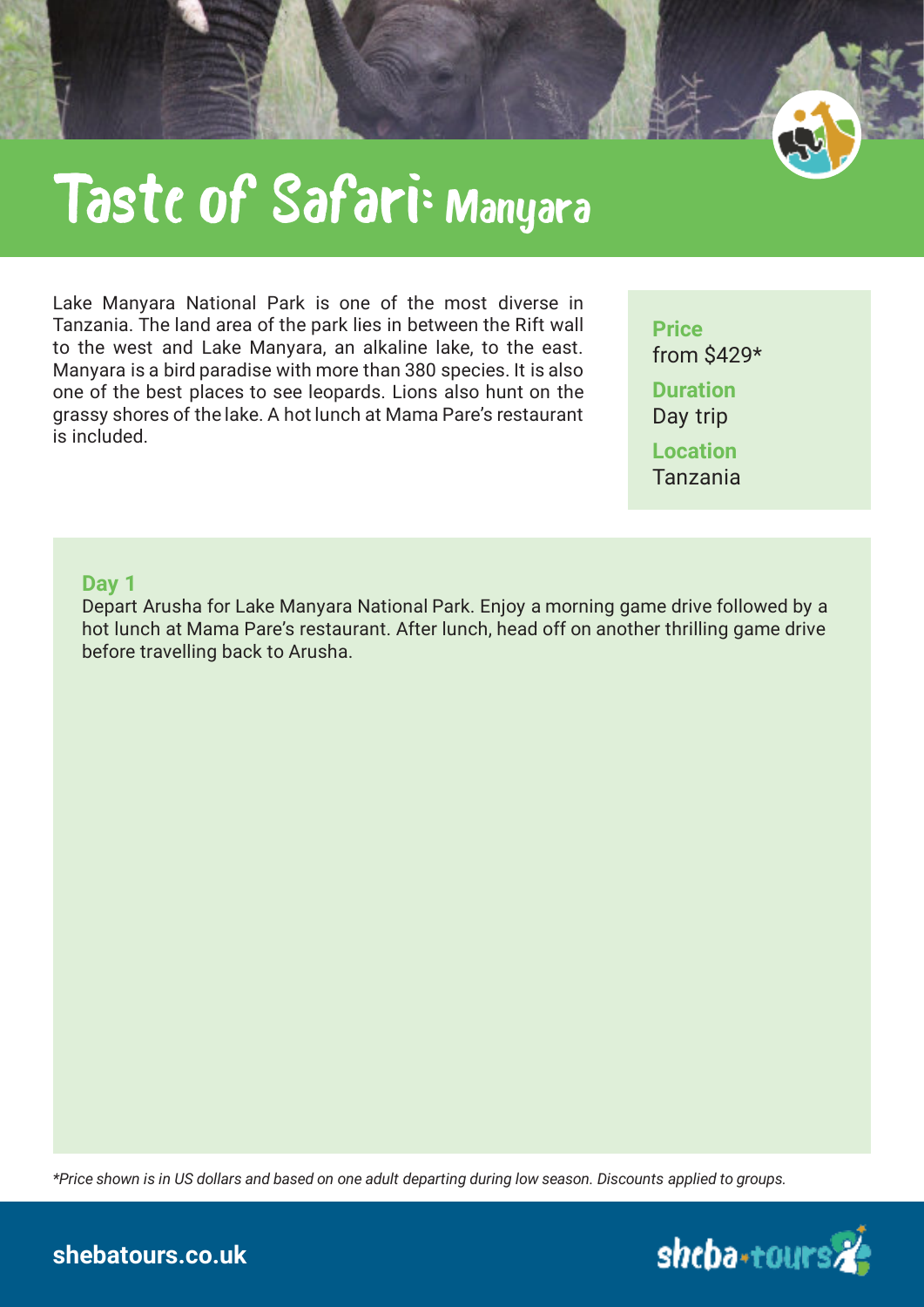# Taste of Safari: Manyara

Lake Manyara National Park is one of the most diverse in Tanzania. The land area of the park lies in between the Rift wall to the west and Lake Manyara, an alkaline lake, to the east. Manyara is a bird paradise with more than 380 species. It is also one of the best places to see leopards. Lions also hunt on the grassy shores of the lake. A hot lunch at Mama Pare's restaurant is included.

**Price**
from $429*

**Duration**
Day trip

**Location**
Tanzania

**Day 1**
Depart Arusha for Lake Manyara National Park. Enjoy a morning game drive followed by a hot lunch at Mama Pare's restaurant. After lunch, head off on another thrilling game drive before travelling back to Arusha.

*\*Price shown is in US dollars and based on one adult departing during low season. Discounts applied to groups.*

**shebatours.co.uk**

sheba-tours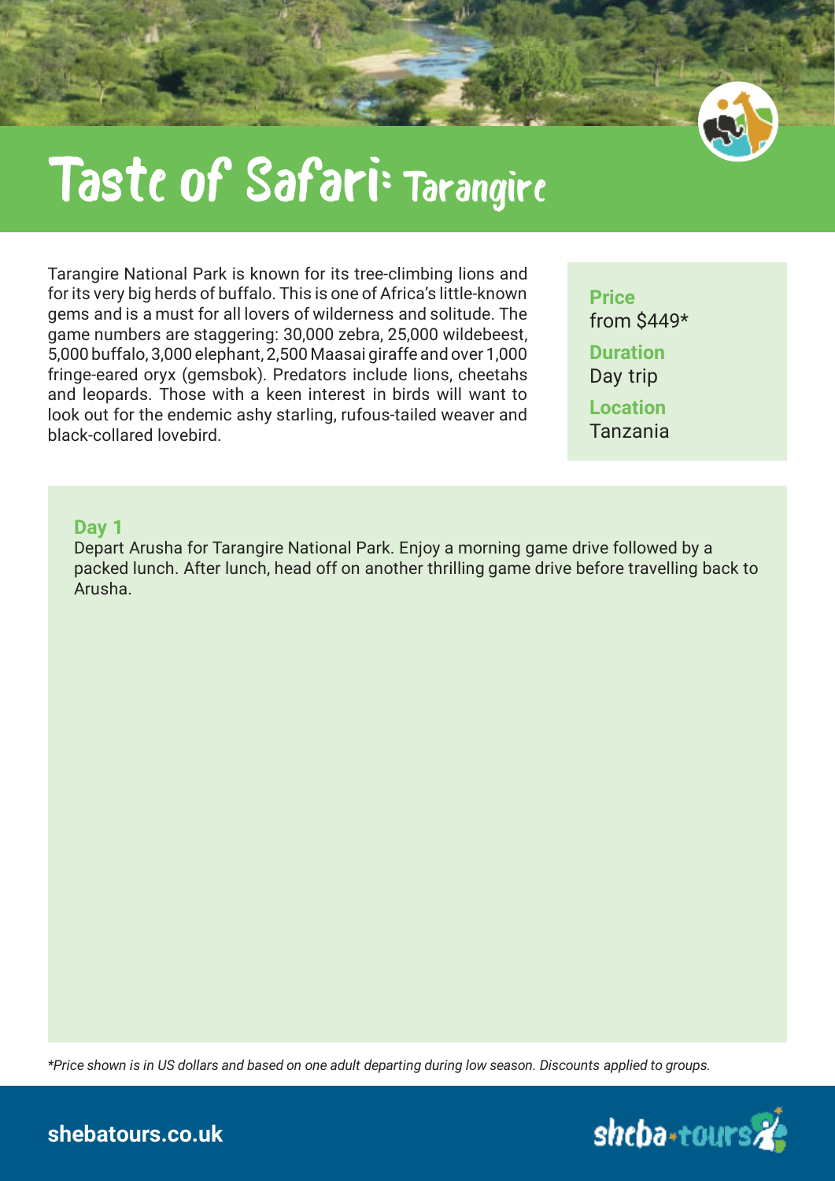# Taste of Safari: Tarangire

Tarangire National Park is known for its tree-climbing lions and for its very big herds of buffalo. This is one of Africa's little-known gems and is a must for all lovers of wilderness and solitude. The game numbers are staggering: 30,000 zebra, 25,000 wildebeest, 5,000 buffalo, 3,000 elephant, 2,500 Maasai giraffe and over 1,000 fringe-eared oryx (gemsbok). Predators include lions, cheetahs and leopards. Those with a keen interest in birds will want to look out for the endemic ashy starling, rufous-tailed weaver and black-collared lovebird.

**Price**
from $449*

**Duration**
Day trip

**Location**
Tanzania

**Day 1**
Depart Arusha for Tarangire National Park. Enjoy a morning game drive followed by a packed lunch. After lunch, head off on another thrilling game drive before travelling back to Arusha.

*\*Price shown is in US dollars and based on one adult departing during low season. Discounts applied to groups.*

**shebatours.co.uk**

sheba-tours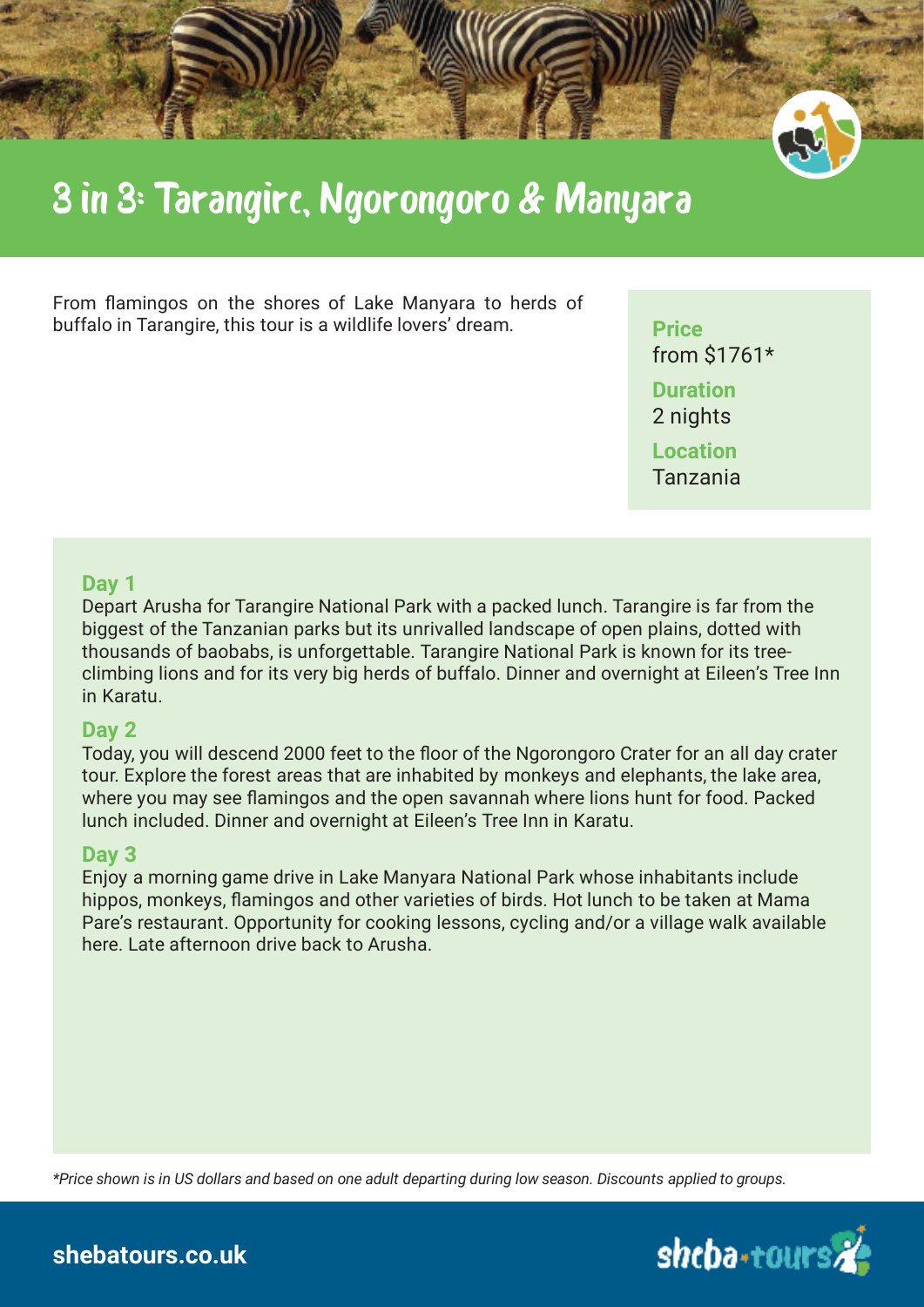# 3 in 3: Tarangire, Ngorongoro & Manyara

From flamingos on the shores of Lake Manyara to herds of buffalo in Tarangire, this tour is a wildlife lovers' dream.

**Price**
from $1761*

**Duration**
2 nights

**Location**
Tanzania

### Day 1

Depart Arusha for Tarangire National Park with a packed lunch. Tarangire is far from the biggest of the Tanzanian parks but its unrivalled landscape of open plains, dotted with thousands of baobabs, is unforgettable. Tarangire National Park is known for its tree-climbing lions and for its very big herds of buffalo. Dinner and overnight at Eileen's Tree Inn in Karatu.

### Day 2

Today, you will descend 2000 feet to the floor of the Ngorongoro Crater for an all day crater tour. Explore the forest areas that are inhabited by monkeys and elephants, the lake area, where you may see flamingos and the open savannah where lions hunt for food. Packed lunch included. Dinner and overnight at Eileen's Tree Inn in Karatu.

### Day 3

Enjoy a morning game drive in Lake Manyara National Park whose inhabitants include hippos, monkeys, flamingos and other varieties of birds. Hot lunch to be taken at Mama Pare's restaurant. Opportunity for cooking lessons, cycling and/or a village walk available here. Late afternoon drive back to Arusha.

*\*Price shown is in US dollars and based on one adult departing during low season. Discounts applied to groups.*

shebatours.co.uk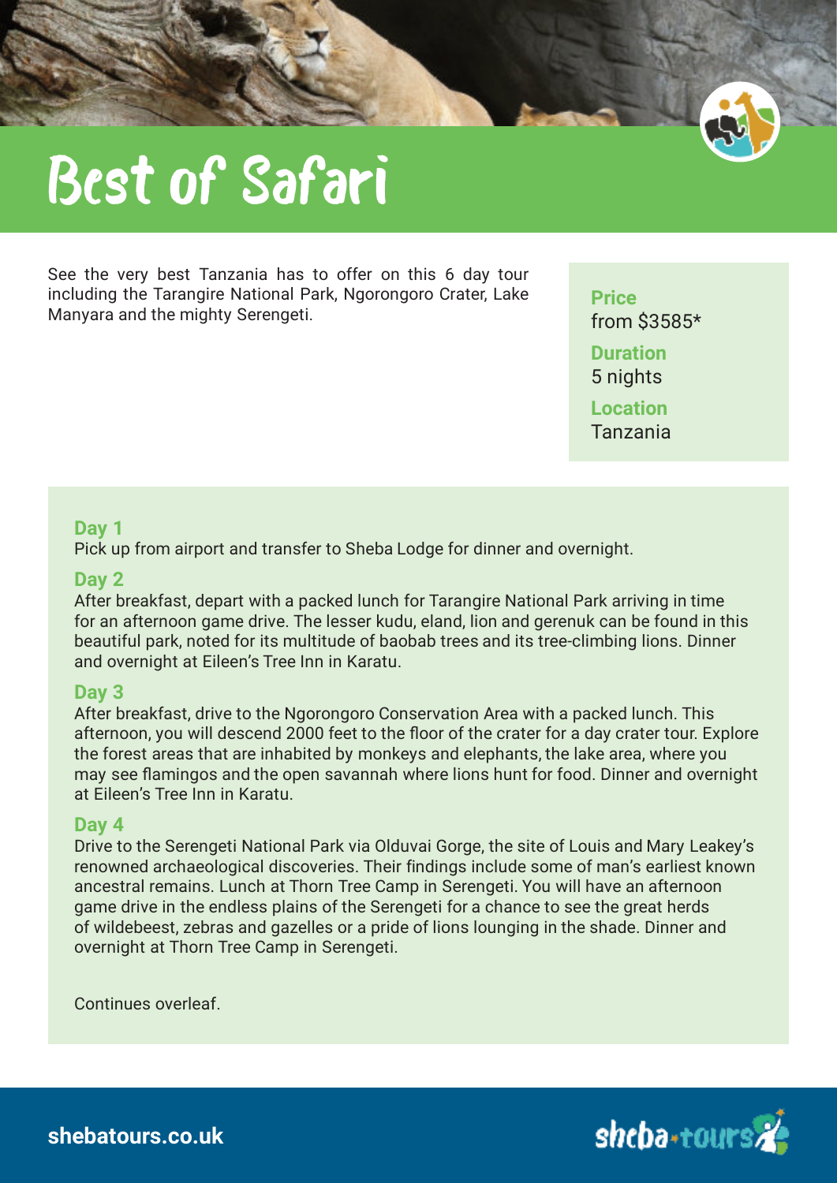# Best of Safari

See the very best Tanzania has to offer on this 6 day tour including the Tarangire National Park, Ngorongoro Crater, Lake Manyara and the mighty Serengeti.

**Price**
from $3585*

**Duration**
5 nights

**Location**
Tanzania

### Day 1
Pick up from airport and transfer to Sheba Lodge for dinner and overnight.

### Day 2
After breakfast, depart with a packed lunch for Tarangire National Park arriving in time for an afternoon game drive. The lesser kudu, eland, lion and gerenuk can be found in this beautiful park, noted for its multitude of baobab trees and its tree-climbing lions. Dinner and overnight at Eileen's Tree Inn in Karatu.

### Day 3
After breakfast, drive to the Ngorongoro Conservation Area with a packed lunch. This afternoon, you will descend 2000 feet to the floor of the crater for a day crater tour. Explore the forest areas that are inhabited by monkeys and elephants, the lake area, where you may see flamingos and the open savannah where lions hunt for food. Dinner and overnight at Eileen's Tree Inn in Karatu.

### Day 4
Drive to the Serengeti National Park via Olduvai Gorge, the site of Louis and Mary Leakey's renowned archaeological discoveries. Their findings include some of man's earliest known ancestral remains. Lunch at Thorn Tree Camp in Serengeti. You will have an afternoon game drive in the endless plains of the Serengeti for a chance to see the great herds of wildebeest, zebras and gazelles or a pride of lions lounging in the shade. Dinner and overnight at Thorn Tree Camp in Serengeti.

Continues overleaf.

shebatours.co.uk

sheba-tours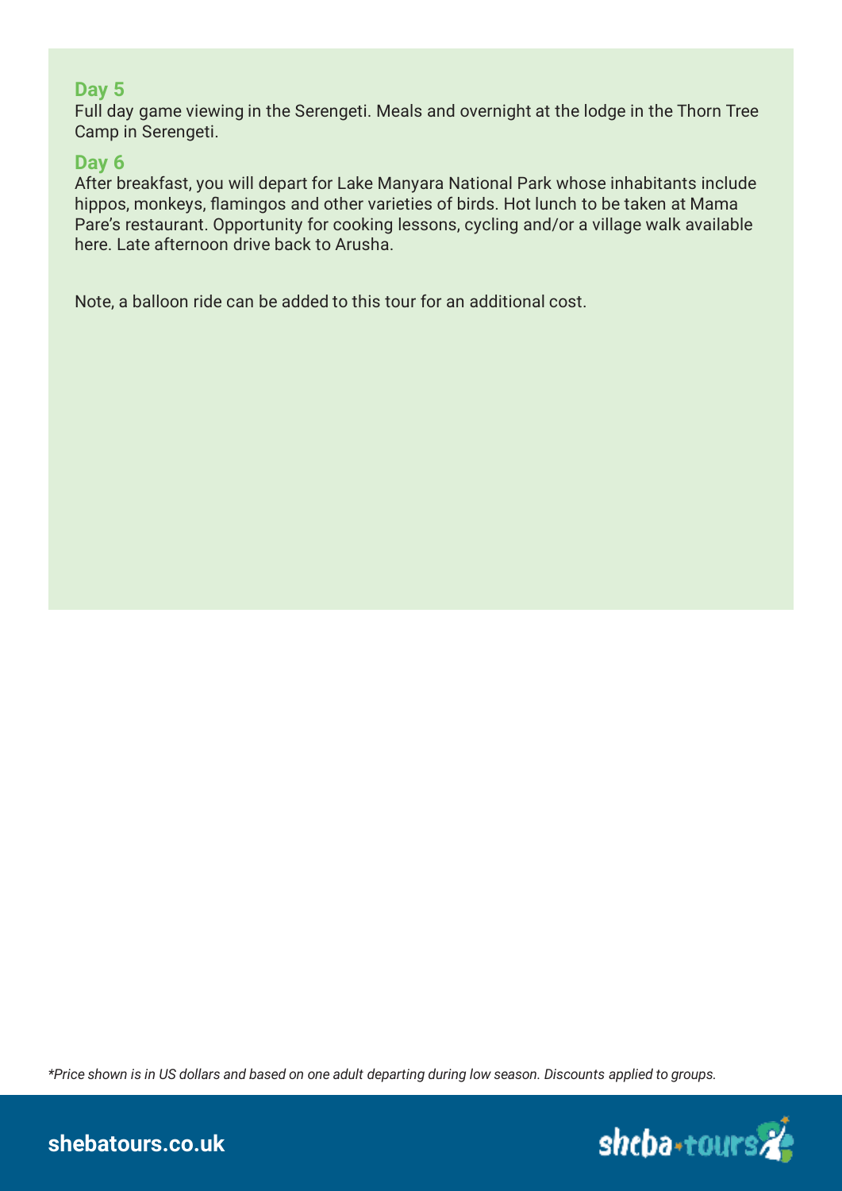### Day 5

Full day game viewing in the Serengeti. Meals and overnight at the lodge in the Thorn Tree Camp in Serengeti.

### Day 6

After breakfast, you will depart for Lake Manyara National Park whose inhabitants include hippos, monkeys, flamingos and other varieties of birds. Hot lunch to be taken at Mama Pare's restaurant. Opportunity for cooking lessons, cycling and/or a village walk available here. Late afternoon drive back to Arusha.

Note, a balloon ride can be added to this tour for an additional cost.

*\*Price shown is in US dollars and based on one adult departing during low season. Discounts applied to groups.*

**shebatours.co.uk**